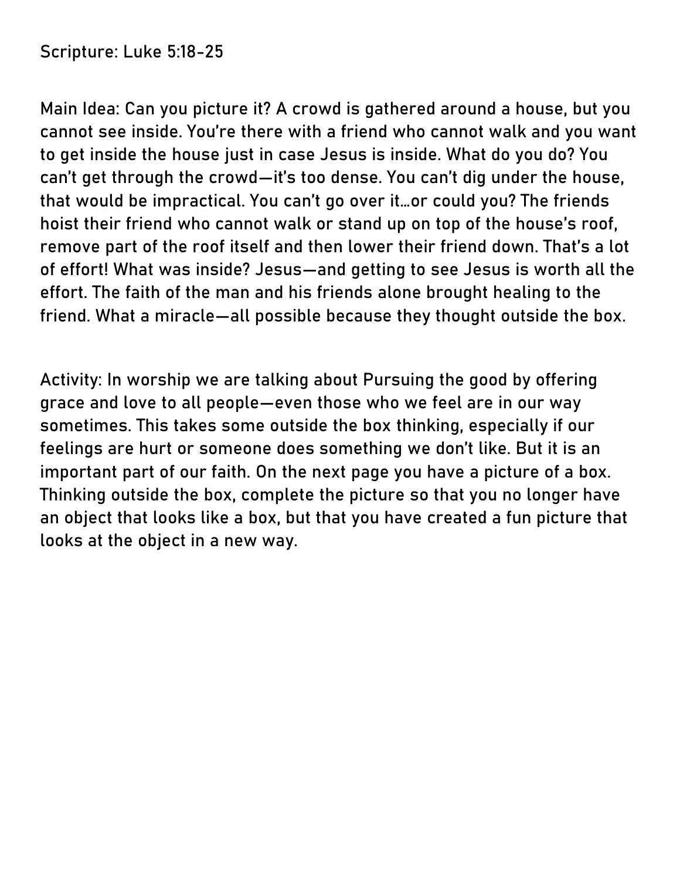Scripture: Luke 5:18-25

Main Idea: Can you picture it? A crowd is gathered around a house, but you cannot see inside. You're there with a friend who cannot walk and you want to get inside the house just in case Jesus is inside. What do you do? You can't get through the crowd—it's too dense. You can't dig under the house, that would be impractical. You can't go over it…or could you? The friends hoist their friend who cannot walk or stand up on top of the house's roof, remove part of the roof itself and then lower their friend down. That's a lot of effort! What was inside? Jesus—and getting to see Jesus is worth all the effort. The faith of the man and his friends alone brought healing to the friend. What a miracle—all possible because they thought outside the box.

Activity: In worship we are talking about Pursuing the good by offering grace and love to all people—even those who we feel are in our way sometimes. This takes some outside the box thinking, especially if our feelings are hurt or someone does something we don't like. But it is an important part of our faith. On the next page you have a picture of a box. Thinking outside the box, complete the picture so that you no longer have an object that looks like a box, but that you have created a fun picture that looks at the object in a new way.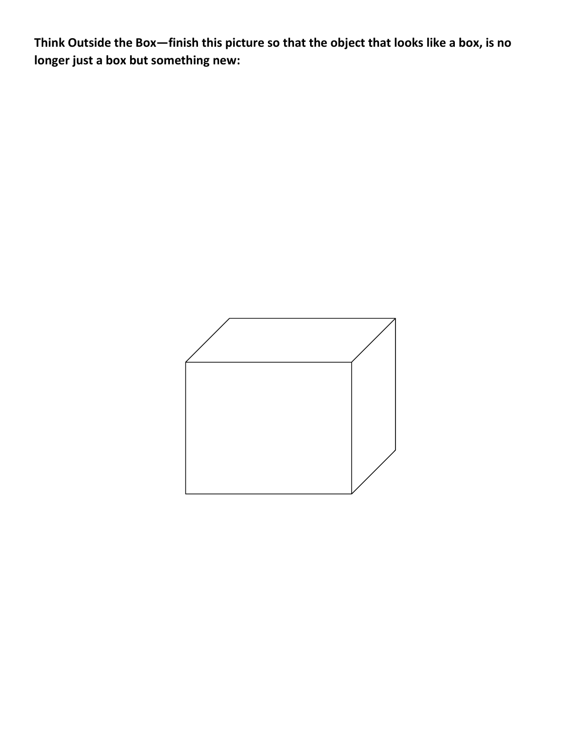**Think Outside the Box—finish this picture so that the object that looks like a box, is no longer just a box but something new:**